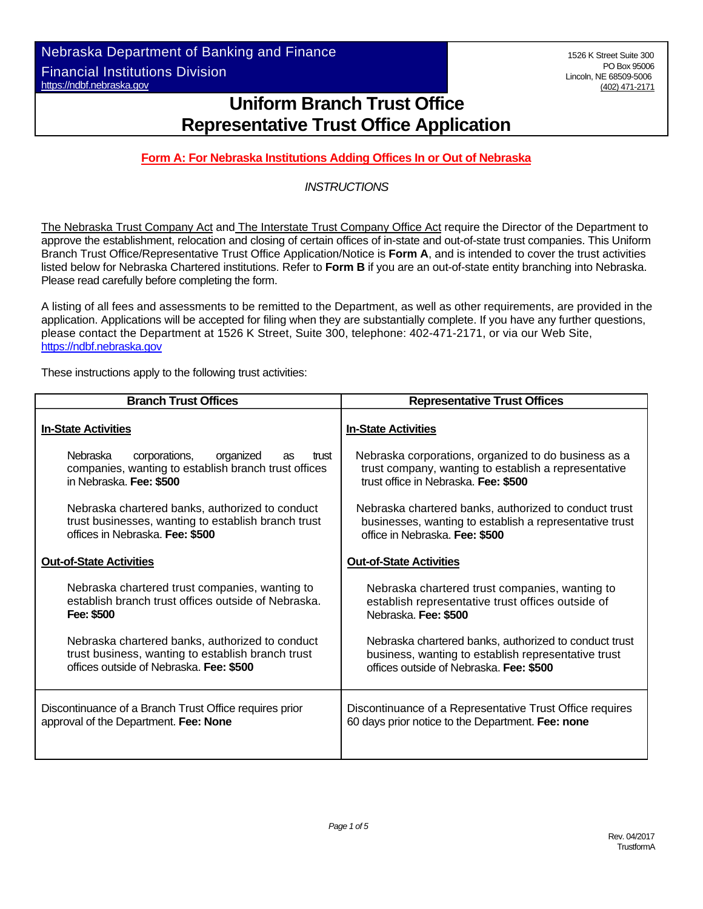Nebraska Department of Banking and Finance

Financial Institutions Division

https://ndbf.nebraska.gov

1526 K Street Suite 300
PO Box 95006
Lincoln, NE 68509-5006
(402) 471-2171

# Uniform Branch Trust Office Representative Trust Office Application

**Form A: For Nebraska Institutions Adding Offices In or Out of Nebraska**

*INSTRUCTIONS*

The Nebraska Trust Company Act and The Interstate Trust Company Office Act require the Director of the Department to approve the establishment, relocation and closing of certain offices of in-state and out-of-state trust companies. This Uniform Branch Trust Office/Representative Trust Office Application/Notice is **Form A**, and is intended to cover the trust activities listed below for Nebraska Chartered institutions. Refer to **Form B** if you are an out-of-state entity branching into Nebraska. Please read carefully before completing the form.

A listing of all fees and assessments to be remitted to the Department, as well as other requirements, are provided in the application. Applications will be accepted for filing when they are substantially complete. If you have any further questions, please contact the Department at 1526 K Street, Suite 300, telephone: 402-471-2171, or via our Web Site, https://ndbf.nebraska.gov

These instructions apply to the following trust activities:

| Branch Trust Offices | Representative Trust Offices |
| --- | --- |
| **In-State Activities** | **In-State Activities** |
| Nebraska corporations, organized as trust companies, wanting to establish branch trust offices in Nebraska. **Fee: $500** | Nebraska corporations, organized to do business as a trust company, wanting to establish a representative trust office in Nebraska. **Fee: $500** |
| Nebraska chartered banks, authorized to conduct trust businesses, wanting to establish branch trust offices in Nebraska. **Fee: $500** | Nebraska chartered banks, authorized to conduct trust businesses, wanting to establish a representative trust office in Nebraska. **Fee: $500** |
| **Out-of-State Activities** | **Out-of-State Activities** |
| Nebraska chartered trust companies, wanting to establish branch trust offices outside of Nebraska. **Fee: $500** | Nebraska chartered trust companies, wanting to establish representative trust offices outside of Nebraska. **Fee: $500** |
| Nebraska chartered banks, authorized to conduct trust business, wanting to establish branch trust offices outside of Nebraska. **Fee: $500** | Nebraska chartered banks, authorized to conduct trust business, wanting to establish representative trust offices outside of Nebraska. **Fee: $500** |
| Discontinuance of a Branch Trust Office requires prior approval of the Department. **Fee: None** | Discontinuance of a Representative Trust Office requires 60 days prior notice to the Department. **Fee: none** |

Rev. 04/2017
TrustformA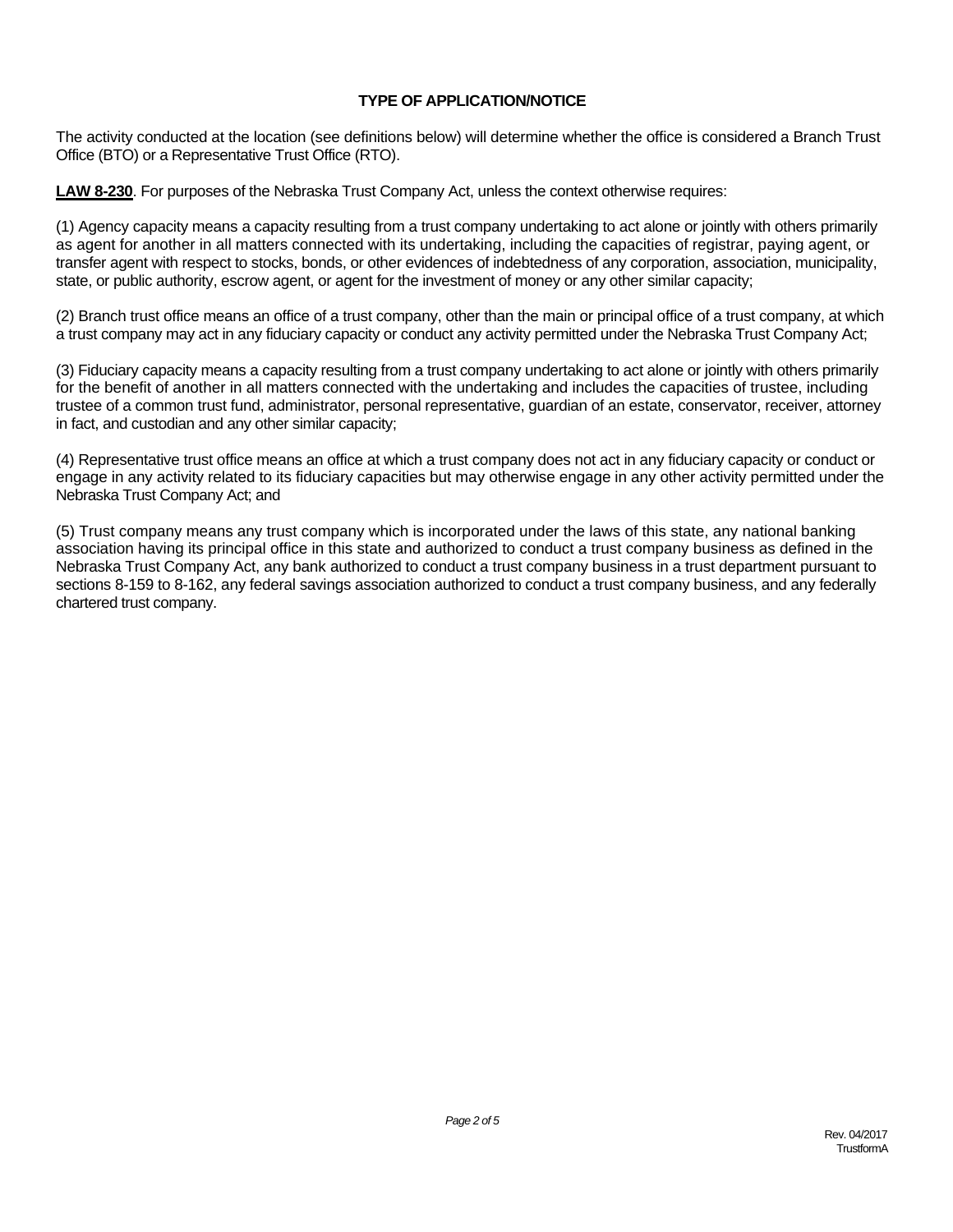**TYPE OF APPLICATION/NOTICE**

The activity conducted at the location (see definitions below) will determine whether the office is considered a Branch Trust Office (BTO) or a Representative Trust Office (RTO).

**LAW 8-230**. For purposes of the Nebraska Trust Company Act, unless the context otherwise requires:

(1) Agency capacity means a capacity resulting from a trust company undertaking to act alone or jointly with others primarily as agent for another in all matters connected with its undertaking, including the capacities of registrar, paying agent, or transfer agent with respect to stocks, bonds, or other evidences of indebtedness of any corporation, association, municipality, state, or public authority, escrow agent, or agent for the investment of money or any other similar capacity;

(2) Branch trust office means an office of a trust company, other than the main or principal office of a trust company, at which a trust company may act in any fiduciary capacity or conduct any activity permitted under the Nebraska Trust Company Act;

(3) Fiduciary capacity means a capacity resulting from a trust company undertaking to act alone or jointly with others primarily for the benefit of another in all matters connected with the undertaking and includes the capacities of trustee, including trustee of a common trust fund, administrator, personal representative, guardian of an estate, conservator, receiver, attorney in fact, and custodian and any other similar capacity;

(4) Representative trust office means an office at which a trust company does not act in any fiduciary capacity or conduct or engage in any activity related to its fiduciary capacities but may otherwise engage in any other activity permitted under the Nebraska Trust Company Act; and

(5) Trust company means any trust company which is incorporated under the laws of this state, any national banking association having its principal office in this state and authorized to conduct a trust company business as defined in the Nebraska Trust Company Act, any bank authorized to conduct a trust company business in a trust department pursuant to sections 8-159 to 8-162, any federal savings association authorized to conduct a trust company business, and any federally chartered trust company.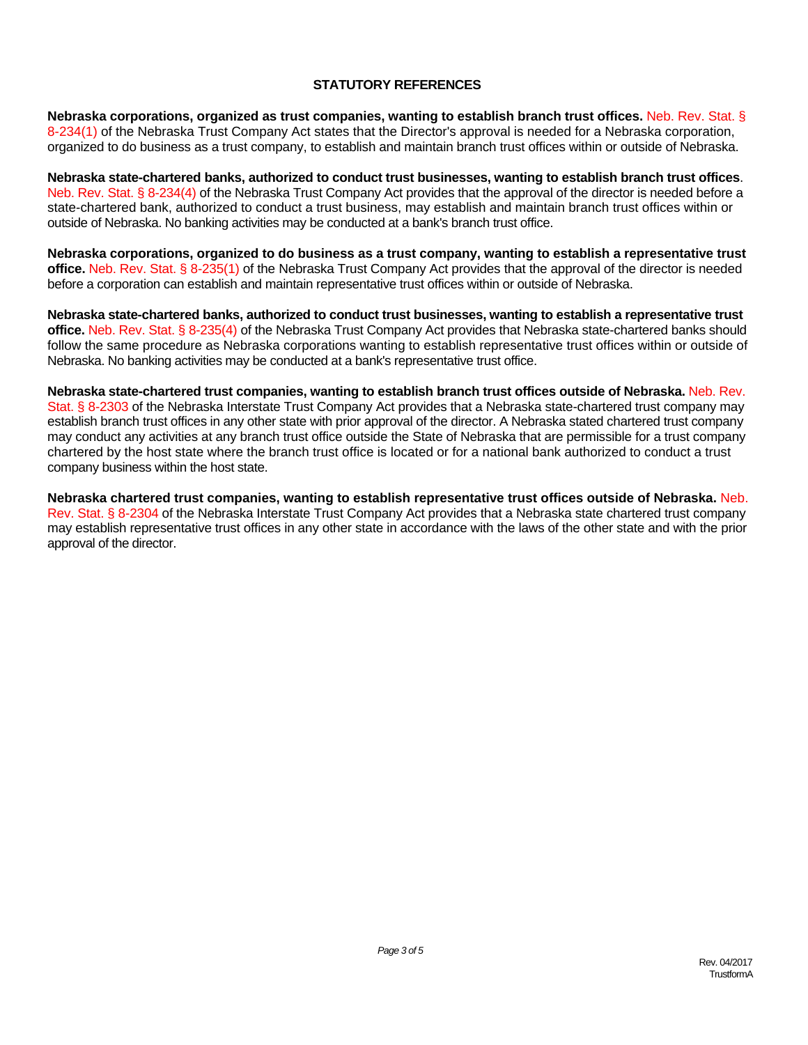## STATUTORY REFERENCES

**Nebraska corporations, organized as trust companies, wanting to establish branch trust offices.** Neb. Rev. Stat. § 8-234(1) of the Nebraska Trust Company Act states that the Director's approval is needed for a Nebraska corporation, organized to do business as a trust company, to establish and maintain branch trust offices within or outside of Nebraska.

**Nebraska state-chartered banks, authorized to conduct trust businesses, wanting to establish branch trust offices**. Neb. Rev. Stat. § 8-234(4) of the Nebraska Trust Company Act provides that the approval of the director is needed before a state-chartered bank, authorized to conduct a trust business, may establish and maintain branch trust offices within or outside of Nebraska. No banking activities may be conducted at a bank's branch trust office.

**Nebraska corporations, organized to do business as a trust company, wanting to establish a representative trust office.** Neb. Rev. Stat. § 8-235(1) of the Nebraska Trust Company Act provides that the approval of the director is needed before a corporation can establish and maintain representative trust offices within or outside of Nebraska.

**Nebraska state-chartered banks, authorized to conduct trust businesses, wanting to establish a representative trust office.** Neb. Rev. Stat. § 8-235(4) of the Nebraska Trust Company Act provides that Nebraska state-chartered banks should follow the same procedure as Nebraska corporations wanting to establish representative trust offices within or outside of Nebraska. No banking activities may be conducted at a bank's representative trust office.

**Nebraska state-chartered trust companies, wanting to establish branch trust offices outside of Nebraska.** Neb. Rev. Stat. § 8-2303 of the Nebraska Interstate Trust Company Act provides that a Nebraska state-chartered trust company may establish branch trust offices in any other state with prior approval of the director. A Nebraska stated chartered trust company may conduct any activities at any branch trust office outside the State of Nebraska that are permissible for a trust company chartered by the host state where the branch trust office is located or for a national bank authorized to conduct a trust company business within the host state.

**Nebraska chartered trust companies, wanting to establish representative trust offices outside of Nebraska.** Neb. Rev. Stat. § 8-2304 of the Nebraska Interstate Trust Company Act provides that a Nebraska state chartered trust company may establish representative trust offices in any other state in accordance with the laws of the other state and with the prior approval of the director.

Rev. 04/2017
TrustformA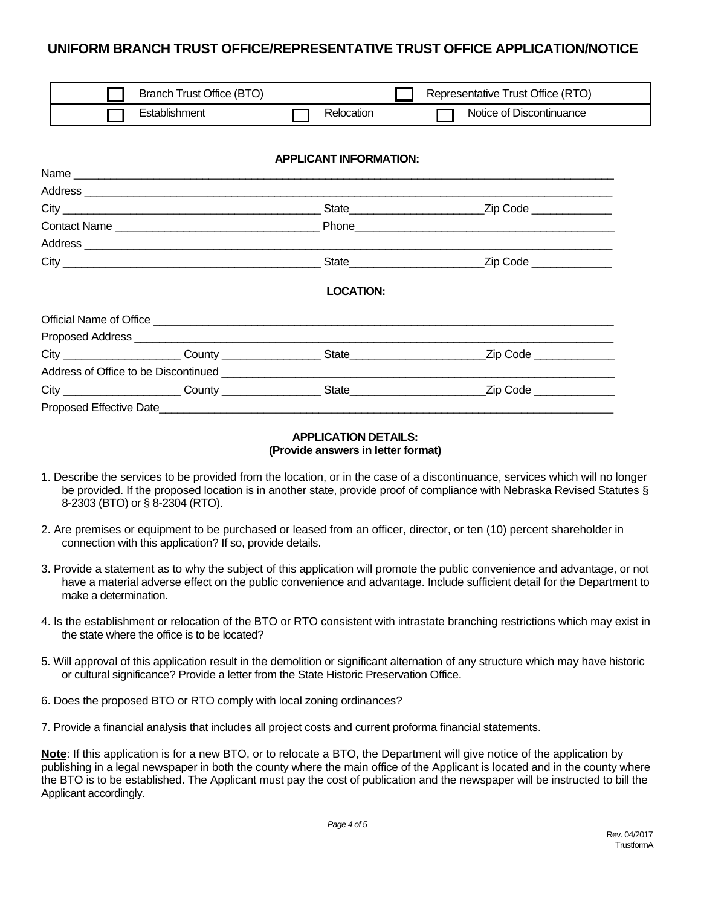# UNIFORM BRANCH TRUST OFFICE/REPRESENTATIVE TRUST OFFICE APPLICATION/NOTICE

| ☐ Branch Trust Office (BTO) | | ☐ Representative Trust Office (RTO) |
|---|---|---|
| ☐ Establishment | ☐ Relocation | ☐ Notice of Discontinuance |

**APPLICANT INFORMATION:**

Name ______________________________________________________________________________

Address ____________________________________________________________________________

City ________________________________ State__________________ Zip Code ___________

Contact Name __________________________ Phone___________________________________

Address ____________________________________________________________________________

City ________________________________ State__________________ Zip Code ___________

**LOCATION:**

Official Name of Office ______________________________________________________________

Proposed Address __________________________________________________________________

City _______________ County _____________ State__________________ Zip Code ___________

Address of Office to be Discontinued ___________________________________________________

City _______________ County _____________ State__________________ Zip Code ___________

Proposed Effective Date_______________________________________________________________

**APPLICATION DETAILS:**
**(Provide answers in letter format)**

1. Describe the services to be provided from the location, or in the case of a discontinuance, services which will no longer be provided. If the proposed location is in another state, provide proof of compliance with Nebraska Revised Statutes § 8-2303 (BTO) or § 8-2304 (RTO).

2. Are premises or equipment to be purchased or leased from an officer, director, or ten (10) percent shareholder in connection with this application? If so, provide details.

3. Provide a statement as to why the subject of this application will promote the public convenience and advantage, or not have a material adverse effect on the public convenience and advantage. Include sufficient detail for the Department to make a determination.

4. Is the establishment or relocation of the BTO or RTO consistent with intrastate branching restrictions which may exist in the state where the office is to be located?

5. Will approval of this application result in the demolition or significant alternation of any structure which may have historic or cultural significance? Provide a letter from the State Historic Preservation Office.

6. Does the proposed BTO or RTO comply with local zoning ordinances?

7. Provide a financial analysis that includes all project costs and current proforma financial statements.

**Note**: If this application is for a new BTO, or to relocate a BTO, the Department will give notice of the application by publishing in a legal newspaper in both the county where the main office of the Applicant is located and in the county where the BTO is to be established. The Applicant must pay the cost of publication and the newspaper will be instructed to bill the Applicant accordingly.

Rev. 04/2017
TrustformA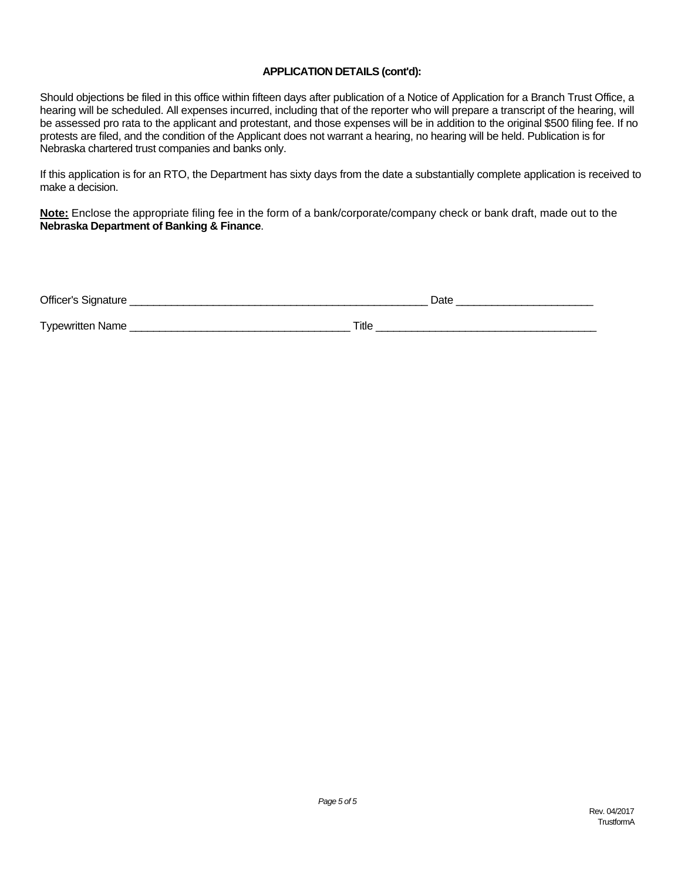**APPLICATION DETAILS (cont'd):**

Should objections be filed in this office within fifteen days after publication of a Notice of Application for a Branch Trust Office, a hearing will be scheduled. All expenses incurred, including that of the reporter who will prepare a transcript of the hearing, will be assessed pro rata to the applicant and protestant, and those expenses will be in addition to the original $500 filing fee. If no protests are filed, and the condition of the Applicant does not warrant a hearing, no hearing will be held. Publication is for Nebraska chartered trust companies and banks only.

If this application is for an RTO, the Department has sixty days from the date a substantially complete application is received to make a decision.

**Note:** Enclose the appropriate filing fee in the form of a bank/corporate/company check or bank draft, made out to the **Nebraska Department of Banking & Finance**.

Officer's Signature ____________________________________________________ Date ________________________

Typewritten Name ______________________________________ Title ______________________________________

Rev. 04/2017
TrustformA